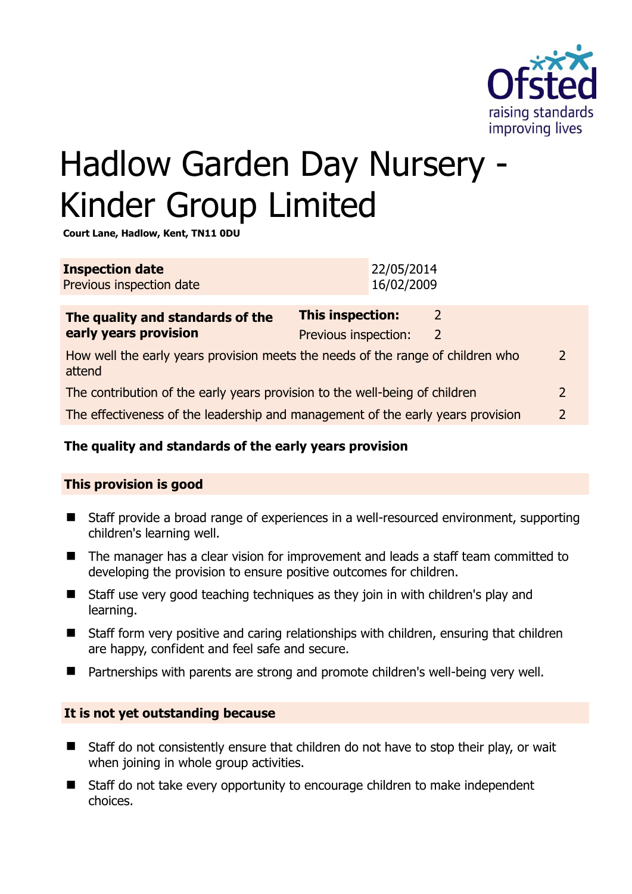Ofsted
raising standards
improving lives

# Hadlow Garden Day Nursery - Kinder Group Limited

**Court Lane, Hadlow, Kent, TN11 0DU**

| **Inspection date** | 22/05/2014 |
|---|---|
| Previous inspection date | 16/02/2009 |

| **The quality and standards of the early years provision** | **This inspection:** | 2 |
|---|---|---|
| | Previous inspection: | 2 |
| How well the early years provision meets the needs of the range of children who attend | | 2 |
| The contribution of the early years provision to the well-being of children | | 2 |
| The effectiveness of the leadership and management of the early years provision | | 2 |

## The quality and standards of the early years provision

### This provision is good

- Staff provide a broad range of experiences in a well-resourced environment, supporting children's learning well.
- The manager has a clear vision for improvement and leads a staff team committed to developing the provision to ensure positive outcomes for children.
- Staff use very good teaching techniques as they join in with children's play and learning.
- Staff form very positive and caring relationships with children, ensuring that children are happy, confident and feel safe and secure.
- Partnerships with parents are strong and promote children's well-being very well.

### It is not yet outstanding because

- Staff do not consistently ensure that children do not have to stop their play, or wait when joining in whole group activities.
- Staff do not take every opportunity to encourage children to make independent choices.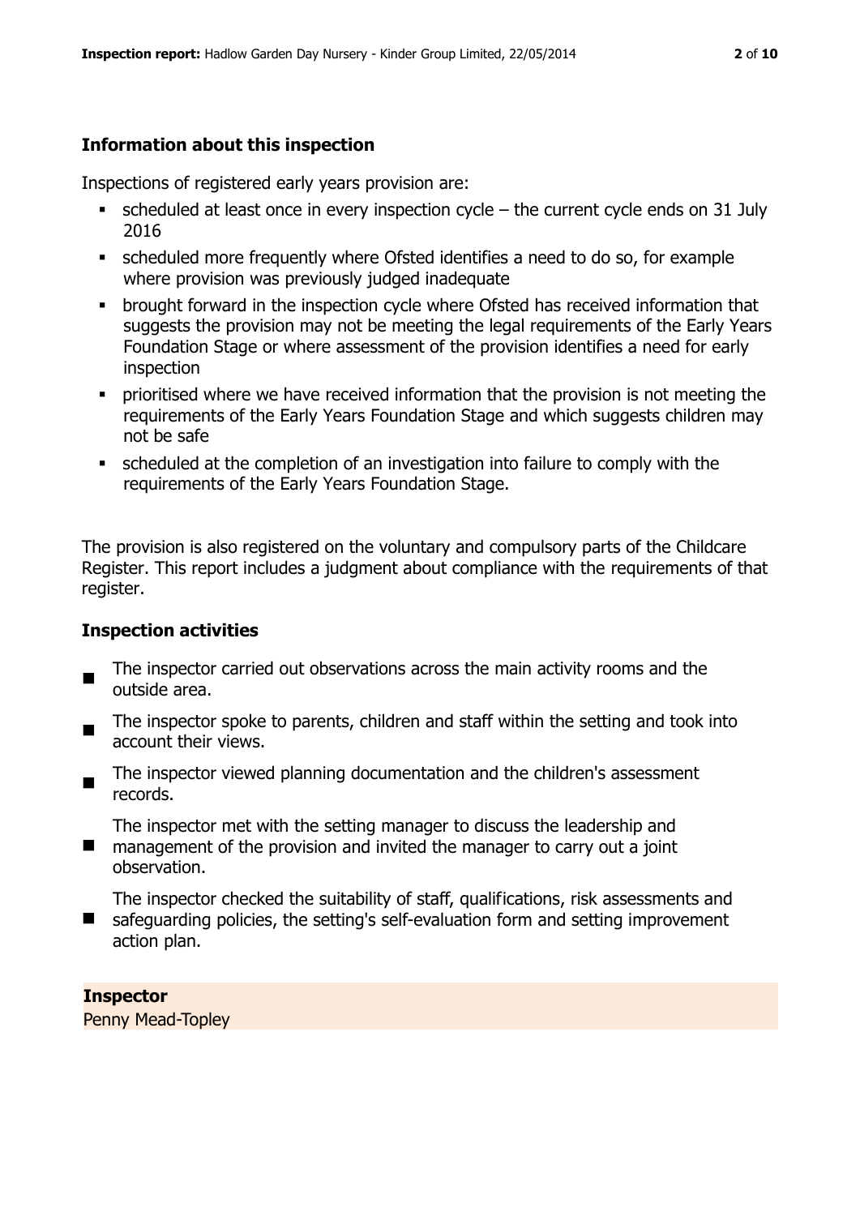## Information about this inspection

Inspections of registered early years provision are:

- scheduled at least once in every inspection cycle – the current cycle ends on 31 July 2016
- scheduled more frequently where Ofsted identifies a need to do so, for example where provision was previously judged inadequate
- brought forward in the inspection cycle where Ofsted has received information that suggests the provision may not be meeting the legal requirements of the Early Years Foundation Stage or where assessment of the provision identifies a need for early inspection
- prioritised where we have received information that the provision is not meeting the requirements of the Early Years Foundation Stage and which suggests children may not be safe
- scheduled at the completion of an investigation into failure to comply with the requirements of the Early Years Foundation Stage.

The provision is also registered on the voluntary and compulsory parts of the Childcare Register. This report includes a judgment about compliance with the requirements of that register.

## Inspection activities

- The inspector carried out observations across the main activity rooms and the outside area.
- The inspector spoke to parents, children and staff within the setting and took into account their views.
- The inspector viewed planning documentation and the children's assessment records.
- The inspector met with the setting manager to discuss the leadership and management of the provision and invited the manager to carry out a joint observation.
- The inspector checked the suitability of staff, qualifications, risk assessments and safeguarding policies, the setting's self-evaluation form and setting improvement action plan.

**Inspector**
Penny Mead-Topley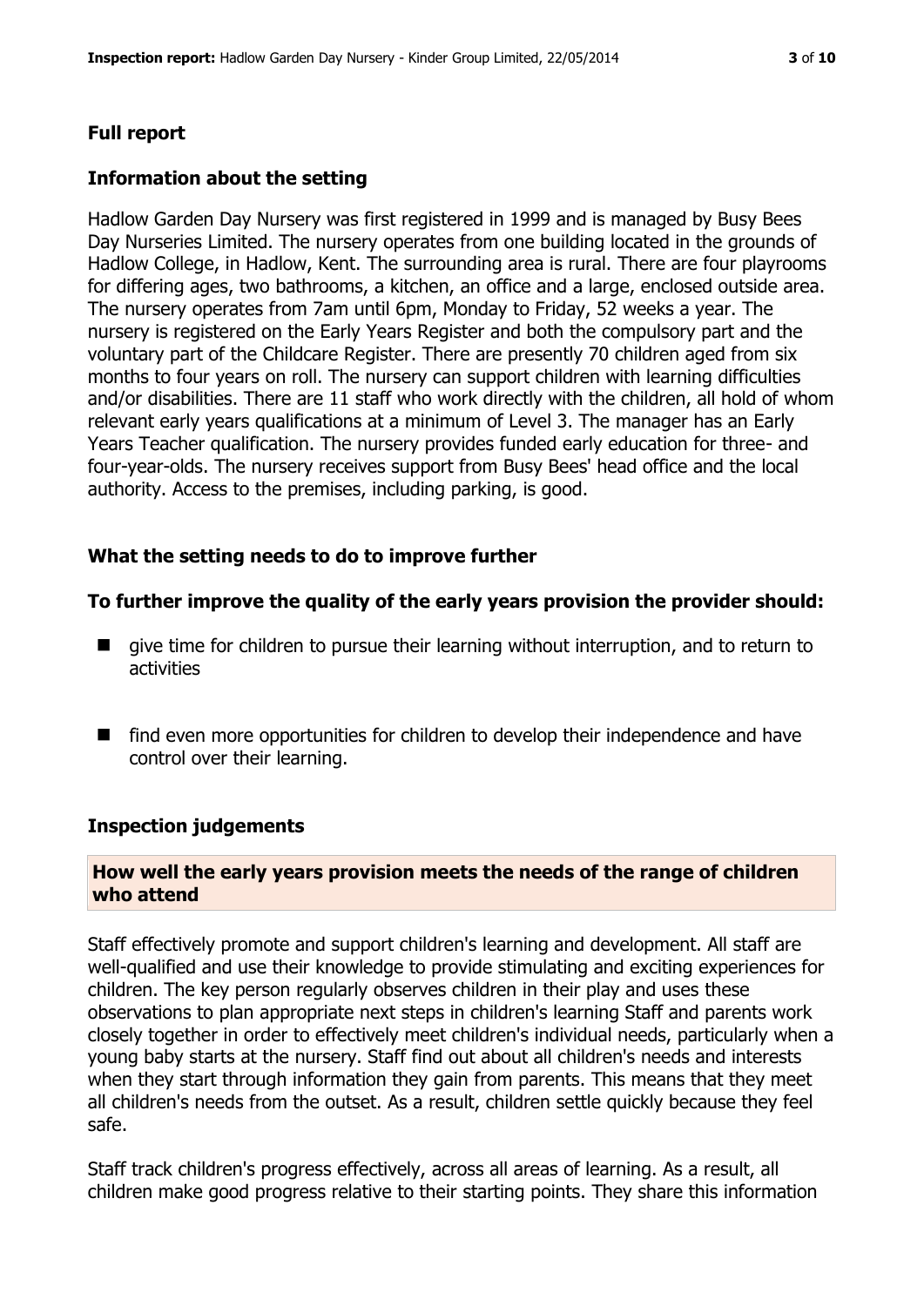## Full report

### Information about the setting

Hadlow Garden Day Nursery was first registered in 1999 and is managed by Busy Bees Day Nurseries Limited. The nursery operates from one building located in the grounds of Hadlow College, in Hadlow, Kent. The surrounding area is rural. There are four playrooms for differing ages, two bathrooms, a kitchen, an office and a large, enclosed outside area. The nursery operates from 7am until 6pm, Monday to Friday, 52 weeks a year. The nursery is registered on the Early Years Register and both the compulsory part and the voluntary part of the Childcare Register. There are presently 70 children aged from six months to four years on roll. The nursery can support children with learning difficulties and/or disabilities. There are 11 staff who work directly with the children, all hold of whom relevant early years qualifications at a minimum of Level 3. The manager has an Early Years Teacher qualification. The nursery provides funded early education for three- and four-year-olds. The nursery receives support from Busy Bees' head office and the local authority. Access to the premises, including parking, is good.

### What the setting needs to do to improve further

### To further improve the quality of the early years provision the provider should:

- give time for children to pursue their learning without interruption, and to return to activities
- find even more opportunities for children to develop their independence and have control over their learning.

### Inspection judgements

#### How well the early years provision meets the needs of the range of children who attend

Staff effectively promote and support children's learning and development. All staff are well-qualified and use their knowledge to provide stimulating and exciting experiences for children. The key person regularly observes children in their play and uses these observations to plan appropriate next steps in children's learning Staff and parents work closely together in order to effectively meet children's individual needs, particularly when a young baby starts at the nursery. Staff find out about all children's needs and interests when they start through information they gain from parents. This means that they meet all children's needs from the outset. As a result, children settle quickly because they feel safe.

Staff track children's progress effectively, across all areas of learning. As a result, all children make good progress relative to their starting points. They share this information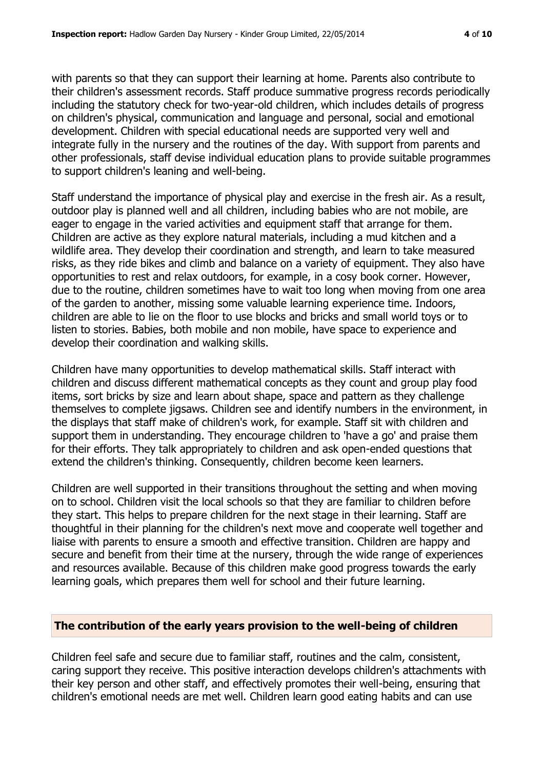with parents so that they can support their learning at home. Parents also contribute to their children's assessment records. Staff produce summative progress records periodically including the statutory check for two-year-old children, which includes details of progress on children's physical, communication and language and personal, social and emotional development. Children with special educational needs are supported very well and integrate fully in the nursery and the routines of the day. With support from parents and other professionals, staff devise individual education plans to provide suitable programmes to support children's leaning and well-being.

Staff understand the importance of physical play and exercise in the fresh air. As a result, outdoor play is planned well and all children, including babies who are not mobile, are eager to engage in the varied activities and equipment staff that arrange for them. Children are active as they explore natural materials, including a mud kitchen and a wildlife area. They develop their coordination and strength, and learn to take measured risks, as they ride bikes and climb and balance on a variety of equipment. They also have opportunities to rest and relax outdoors, for example, in a cosy book corner. However, due to the routine, children sometimes have to wait too long when moving from one area of the garden to another, missing some valuable learning experience time. Indoors, children are able to lie on the floor to use blocks and bricks and small world toys or to listen to stories. Babies, both mobile and non mobile, have space to experience and develop their coordination and walking skills.

Children have many opportunities to develop mathematical skills. Staff interact with children and discuss different mathematical concepts as they count and group play food items, sort bricks by size and learn about shape, space and pattern as they challenge themselves to complete jigsaws. Children see and identify numbers in the environment, in the displays that staff make of children's work, for example. Staff sit with children and support them in understanding. They encourage children to 'have a go' and praise them for their efforts. They talk appropriately to children and ask open-ended questions that extend the children's thinking. Consequently, children become keen learners.

Children are well supported in their transitions throughout the setting and when moving on to school. Children visit the local schools so that they are familiar to children before they start. This helps to prepare children for the next stage in their learning. Staff are thoughtful in their planning for the children's next move and cooperate well together and liaise with parents to ensure a smooth and effective transition. Children are happy and secure and benefit from their time at the nursery, through the wide range of experiences and resources available. Because of this children make good progress towards the early learning goals, which prepares them well for school and their future learning.

## The contribution of the early years provision to the well-being of children

Children feel safe and secure due to familiar staff, routines and the calm, consistent, caring support they receive. This positive interaction develops children's attachments with their key person and other staff, and effectively promotes their well-being, ensuring that children's emotional needs are met well. Children learn good eating habits and can use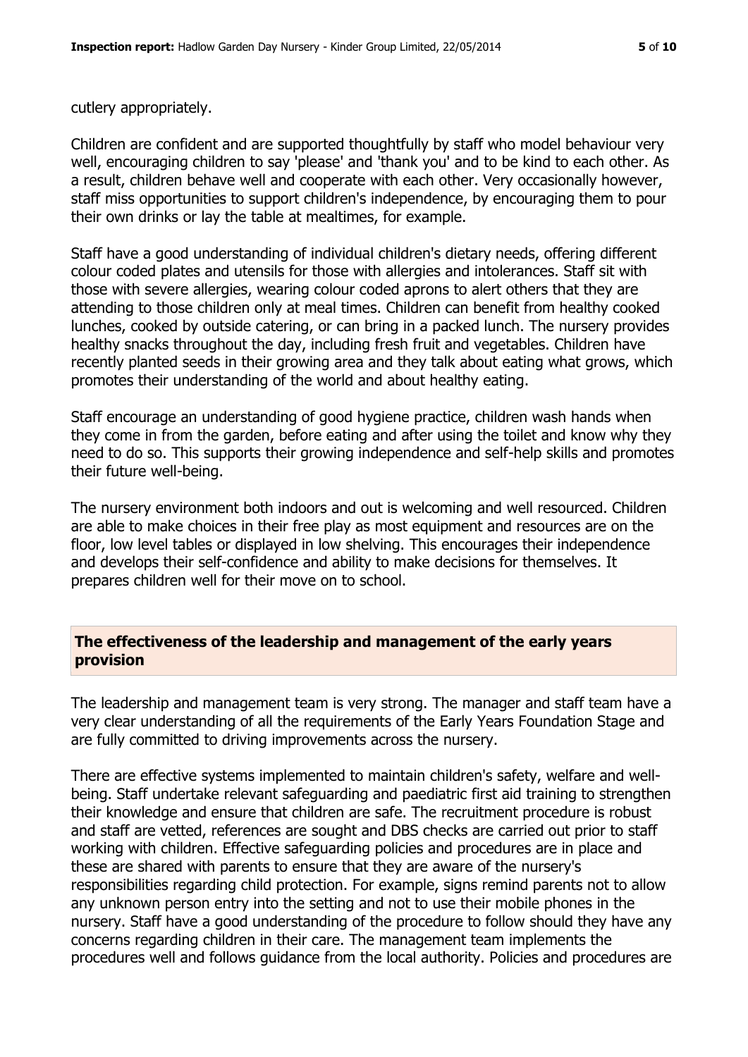cutlery appropriately.

Children are confident and are supported thoughtfully by staff who model behaviour very well, encouraging children to say 'please' and 'thank you' and to be kind to each other. As a result, children behave well and cooperate with each other. Very occasionally however, staff miss opportunities to support children's independence, by encouraging them to pour their own drinks or lay the table at mealtimes, for example.

Staff have a good understanding of individual children's dietary needs, offering different colour coded plates and utensils for those with allergies and intolerances. Staff sit with those with severe allergies, wearing colour coded aprons to alert others that they are attending to those children only at meal times. Children can benefit from healthy cooked lunches, cooked by outside catering, or can bring in a packed lunch. The nursery provides healthy snacks throughout the day, including fresh fruit and vegetables. Children have recently planted seeds in their growing area and they talk about eating what grows, which promotes their understanding of the world and about healthy eating.

Staff encourage an understanding of good hygiene practice, children wash hands when they come in from the garden, before eating and after using the toilet and know why they need to do so. This supports their growing independence and self-help skills and promotes their future well-being.

The nursery environment both indoors and out is welcoming and well resourced. Children are able to make choices in their free play as most equipment and resources are on the floor, low level tables or displayed in low shelving. This encourages their independence and develops their self-confidence and ability to make decisions for themselves. It prepares children well for their move on to school.

## The effectiveness of the leadership and management of the early years provision

The leadership and management team is very strong. The manager and staff team have a very clear understanding of all the requirements of the Early Years Foundation Stage and are fully committed to driving improvements across the nursery.

There are effective systems implemented to maintain children's safety, welfare and well-being. Staff undertake relevant safeguarding and paediatric first aid training to strengthen their knowledge and ensure that children are safe. The recruitment procedure is robust and staff are vetted, references are sought and DBS checks are carried out prior to staff working with children. Effective safeguarding policies and procedures are in place and these are shared with parents to ensure that they are aware of the nursery's responsibilities regarding child protection. For example, signs remind parents not to allow any unknown person entry into the setting and not to use their mobile phones in the nursery. Staff have a good understanding of the procedure to follow should they have any concerns regarding children in their care. The management team implements the procedures well and follows guidance from the local authority. Policies and procedures are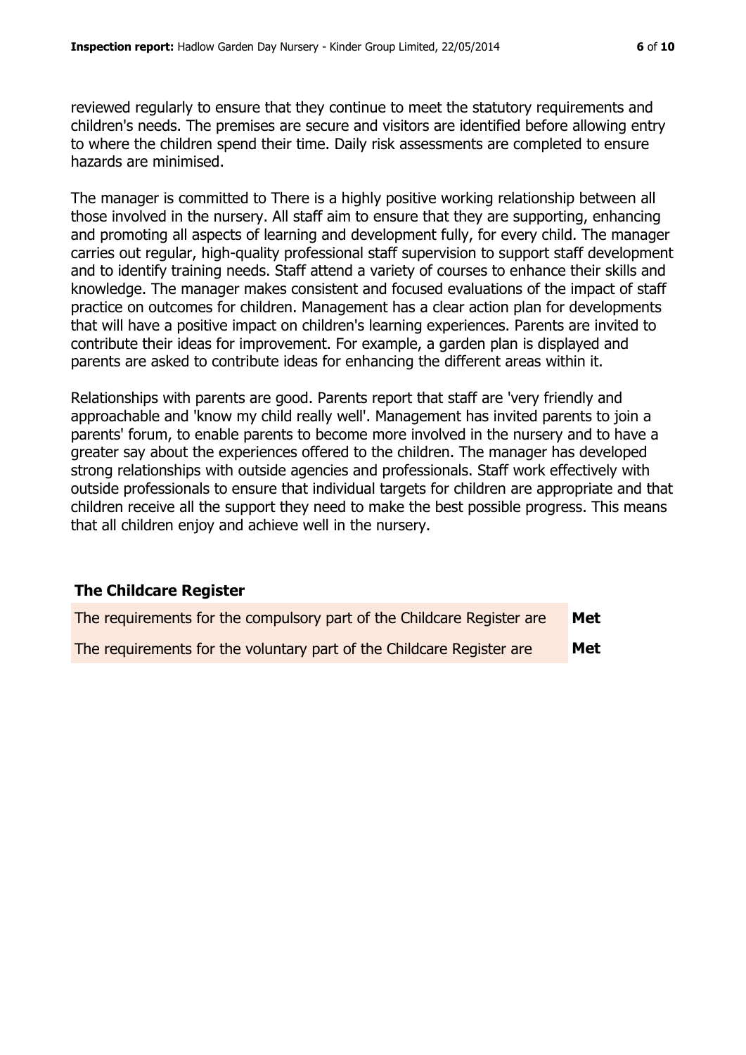reviewed regularly to ensure that they continue to meet the statutory requirements and children's needs. The premises are secure and visitors are identified before allowing entry to where the children spend their time. Daily risk assessments are completed to ensure hazards are minimised.

The manager is committed to There is a highly positive working relationship between all those involved in the nursery. All staff aim to ensure that they are supporting, enhancing and promoting all aspects of learning and development fully, for every child. The manager carries out regular, high-quality professional staff supervision to support staff development and to identify training needs. Staff attend a variety of courses to enhance their skills and knowledge. The manager makes consistent and focused evaluations of the impact of staff practice on outcomes for children. Management has a clear action plan for developments that will have a positive impact on children's learning experiences. Parents are invited to contribute their ideas for improvement. For example, a garden plan is displayed and parents are asked to contribute ideas for enhancing the different areas within it.

Relationships with parents are good. Parents report that staff are 'very friendly and approachable and 'know my child really well'. Management has invited parents to join a parents' forum, to enable parents to become more involved in the nursery and to have a greater say about the experiences offered to the children. The manager has developed strong relationships with outside agencies and professionals. Staff work effectively with outside professionals to ensure that individual targets for children are appropriate and that children receive all the support they need to make the best possible progress. This means that all children enjoy and achieve well in the nursery.

### The Childcare Register

| | |
|---|---|
| The requirements for the compulsory part of the Childcare Register are | **Met** |
| The requirements for the voluntary part of the Childcare Register are | **Met** |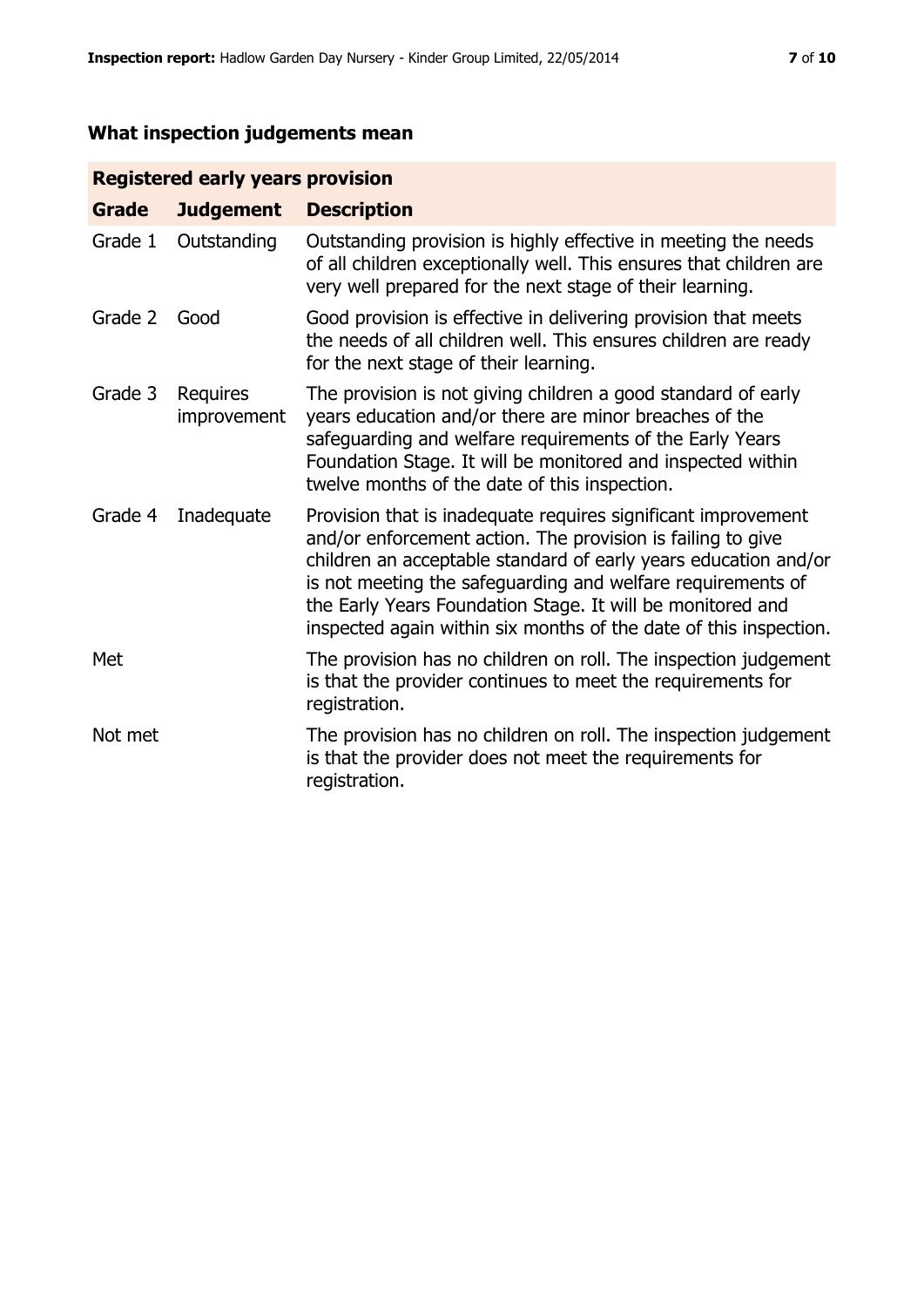## What inspection judgements mean

| Registered early years provision | | |
|---|---|---|
| **Grade** | **Judgement** | **Description** |
| Grade 1 | Outstanding | Outstanding provision is highly effective in meeting the needs of all children exceptionally well. This ensures that children are very well prepared for the next stage of their learning. |
| Grade 2 | Good | Good provision is effective in delivering provision that meets the needs of all children well. This ensures children are ready for the next stage of their learning. |
| Grade 3 | Requires improvement | The provision is not giving children a good standard of early years education and/or there are minor breaches of the safeguarding and welfare requirements of the Early Years Foundation Stage. It will be monitored and inspected within twelve months of the date of this inspection. |
| Grade 4 | Inadequate | Provision that is inadequate requires significant improvement and/or enforcement action. The provision is failing to give children an acceptable standard of early years education and/or is not meeting the safeguarding and welfare requirements of the Early Years Foundation Stage. It will be monitored and inspected again within six months of the date of this inspection. |
| Met | | The provision has no children on roll. The inspection judgement is that the provider continues to meet the requirements for registration. |
| Not met | | The provision has no children on roll. The inspection judgement is that the provider does not meet the requirements for registration. |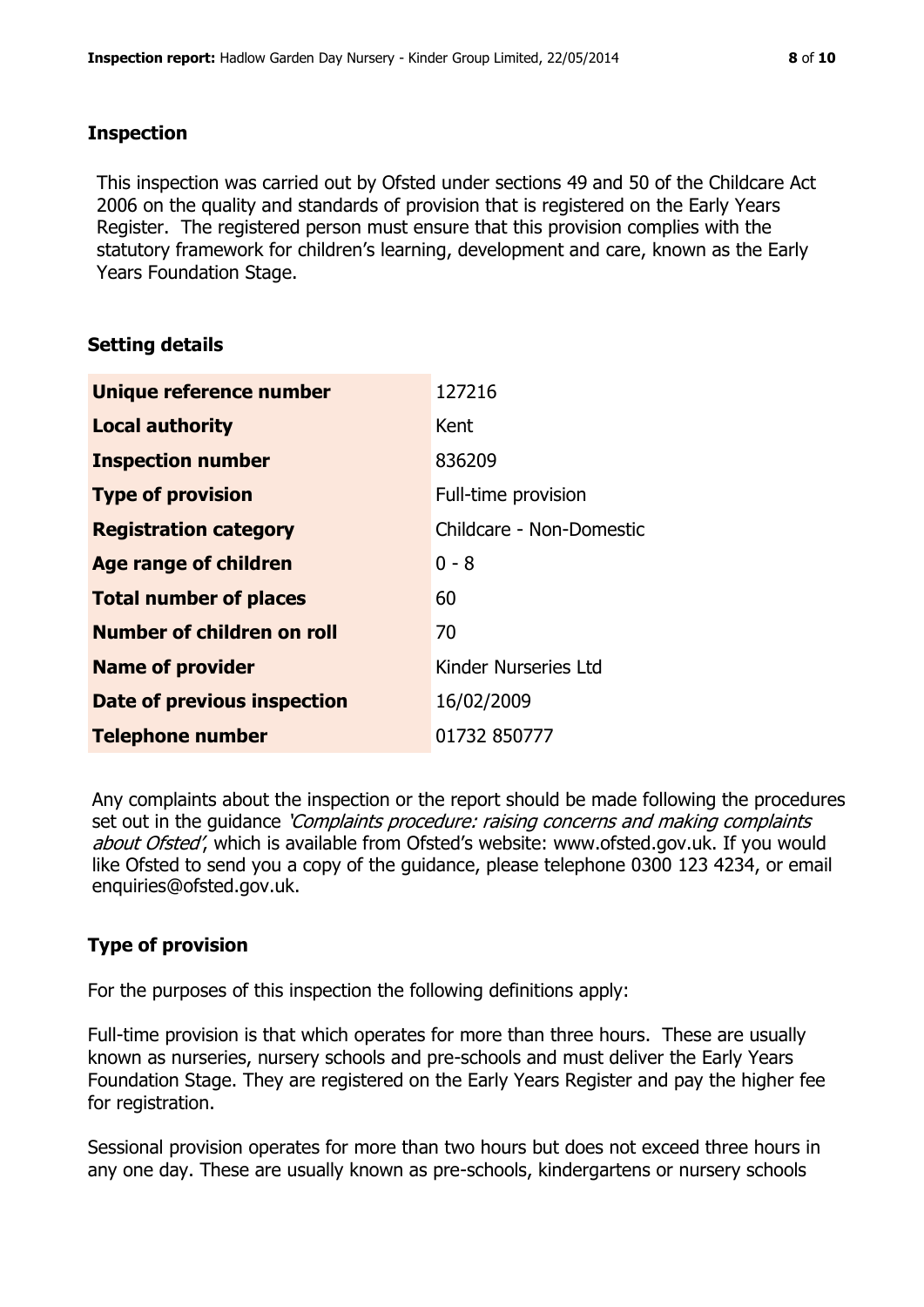## Inspection

This inspection was carried out by Ofsted under sections 49 and 50 of the Childcare Act 2006 on the quality and standards of provision that is registered on the Early Years Register. The registered person must ensure that this provision complies with the statutory framework for children's learning, development and care, known as the Early Years Foundation Stage.

## Setting details

| | |
|---|---|
| **Unique reference number** | 127216 |
| **Local authority** | Kent |
| **Inspection number** | 836209 |
| **Type of provision** | Full-time provision |
| **Registration category** | Childcare - Non-Domestic |
| **Age range of children** | 0 - 8 |
| **Total number of places** | 60 |
| **Number of children on roll** | 70 |
| **Name of provider** | Kinder Nurseries Ltd |
| **Date of previous inspection** | 16/02/2009 |
| **Telephone number** | 01732 850777 |

Any complaints about the inspection or the report should be made following the procedures set out in the guidance *'Complaints procedure: raising concerns and making complaints about Ofsted'*, which is available from Ofsted's website: www.ofsted.gov.uk. If you would like Ofsted to send you a copy of the guidance, please telephone 0300 123 4234, or email enquiries@ofsted.gov.uk.

## Type of provision

For the purposes of this inspection the following definitions apply:

Full-time provision is that which operates for more than three hours. These are usually known as nurseries, nursery schools and pre-schools and must deliver the Early Years Foundation Stage. They are registered on the Early Years Register and pay the higher fee for registration.

Sessional provision operates for more than two hours but does not exceed three hours in any one day. These are usually known as pre-schools, kindergartens or nursery schools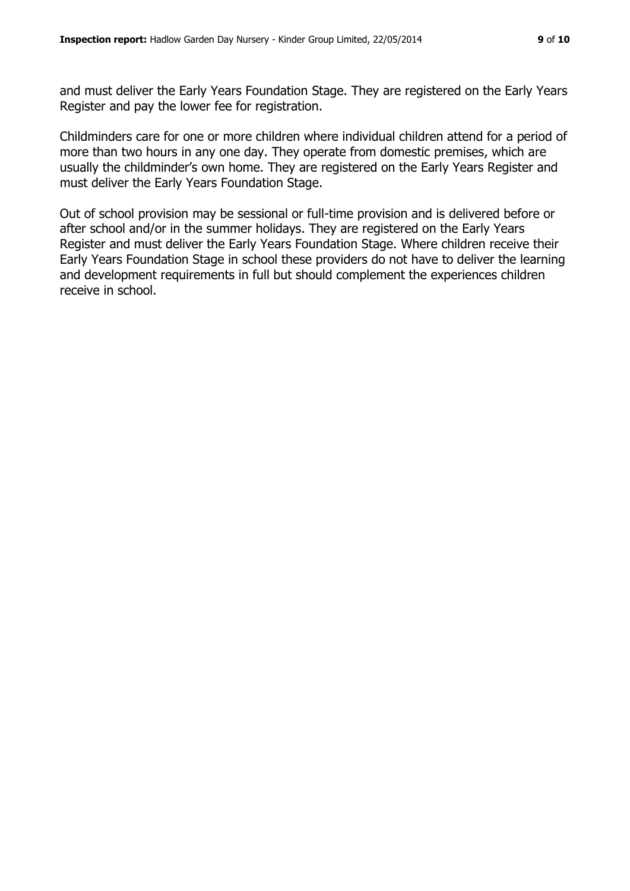and must deliver the Early Years Foundation Stage. They are registered on the Early Years Register and pay the lower fee for registration.

Childminders care for one or more children where individual children attend for a period of more than two hours in any one day. They operate from domestic premises, which are usually the childminder's own home. They are registered on the Early Years Register and must deliver the Early Years Foundation Stage.

Out of school provision may be sessional or full-time provision and is delivered before or after school and/or in the summer holidays. They are registered on the Early Years Register and must deliver the Early Years Foundation Stage. Where children receive their Early Years Foundation Stage in school these providers do not have to deliver the learning and development requirements in full but should complement the experiences children receive in school.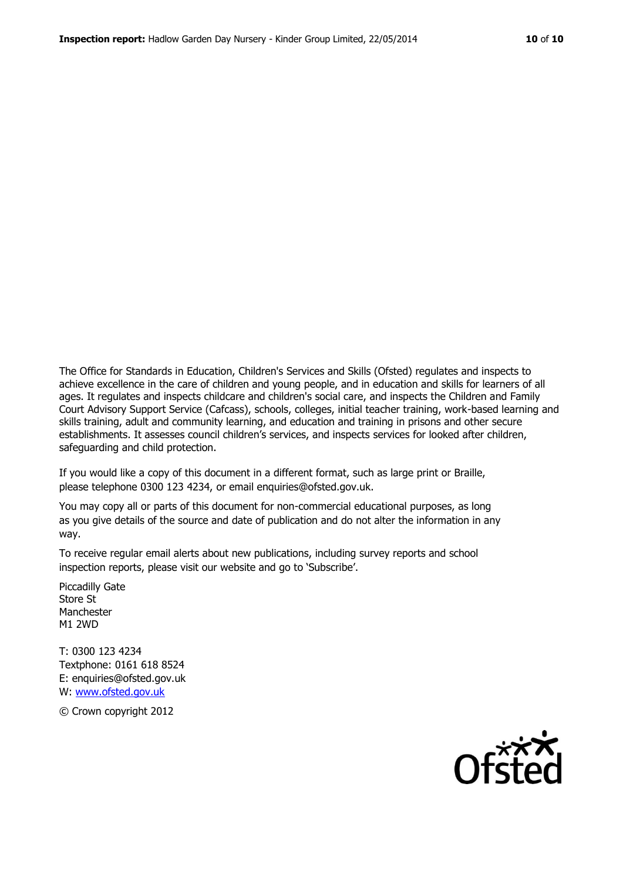The Office for Standards in Education, Children's Services and Skills (Ofsted) regulates and inspects to achieve excellence in the care of children and young people, and in education and skills for learners of all ages. It regulates and inspects childcare and children's social care, and inspects the Children and Family Court Advisory Support Service (Cafcass), schools, colleges, initial teacher training, work-based learning and skills training, adult and community learning, and education and training in prisons and other secure establishments. It assesses council children's services, and inspects services for looked after children, safeguarding and child protection.

If you would like a copy of this document in a different format, such as large print or Braille, please telephone 0300 123 4234, or email enquiries@ofsted.gov.uk.

You may copy all or parts of this document for non-commercial educational purposes, as long as you give details of the source and date of publication and do not alter the information in any way.

To receive regular email alerts about new publications, including survey reports and school inspection reports, please visit our website and go to 'Subscribe'.

Piccadilly Gate
Store St
Manchester
M1 2WD

T: 0300 123 4234
Textphone: 0161 618 8524
E: enquiries@ofsted.gov.uk
W: www.ofsted.gov.uk

© Crown copyright 2012

Ofsted